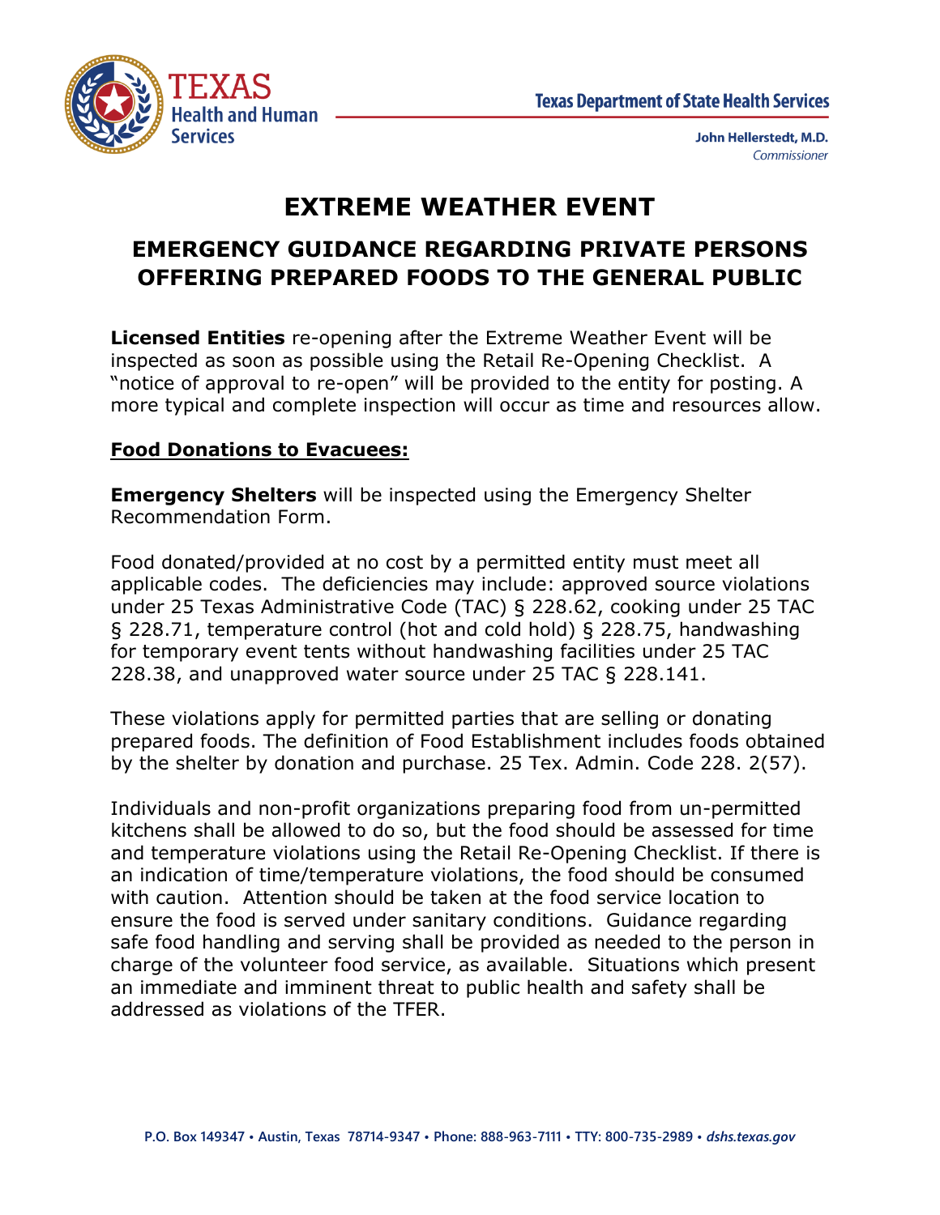# EXTREME WEATHER EVENT

## EMERGENCY GUIDANCE REGARDING PRIVATE PERSONS OFFERING PREPARED FOODS TO THE GENERAL PUBLIC

**Licensed Entities** re-opening after the Extreme Weather Event will be inspected as soon as possible using the Retail Re-Opening Checklist. A "notice of approval to re-open" will be provided to the entity for posting. A more typical and complete inspection will occur as time and resources allow.

**Food Donations to Evacuees:**

**Emergency Shelters** will be inspected using the Emergency Shelter Recommendation Form.

Food donated/provided at no cost by a permitted entity must meet all applicable codes. The deficiencies may include: approved source violations under 25 Texas Administrative Code (TAC) § 228.62, cooking under 25 TAC § 228.71, temperature control (hot and cold hold) § 228.75, handwashing for temporary event tents without handwashing facilities under 25 TAC 228.38, and unapproved water source under 25 TAC § 228.141.

These violations apply for permitted parties that are selling or donating prepared foods. The definition of Food Establishment includes foods obtained by the shelter by donation and purchase. 25 Tex. Admin. Code 228. 2(57).

Individuals and non-profit organizations preparing food from un-permitted kitchens shall be allowed to do so, but the food should be assessed for time and temperature violations using the Retail Re-Opening Checklist. If there is an indication of time/temperature violations, the food should be consumed with caution. Attention should be taken at the food service location to ensure the food is served under sanitary conditions. Guidance regarding safe food handling and serving shall be provided as needed to the person in charge of the volunteer food service, as available. Situations which present an immediate and imminent threat to public health and safety shall be addressed as violations of the TFER.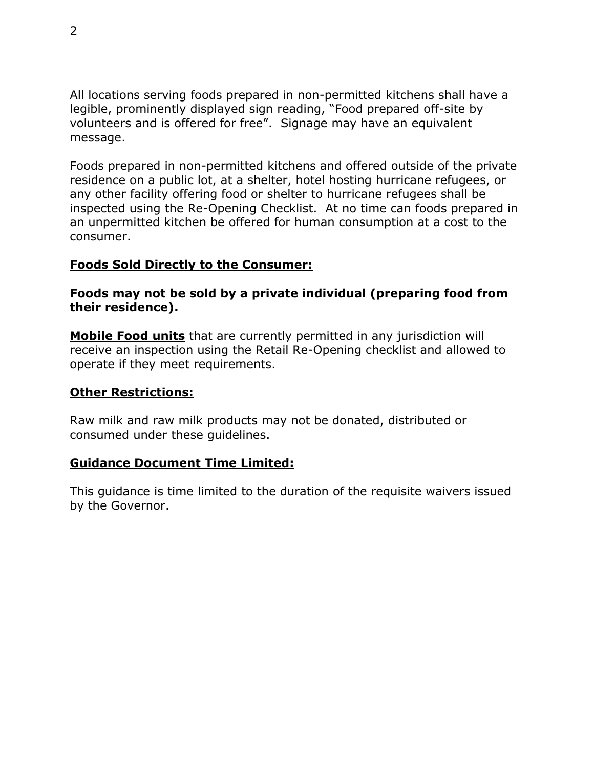All locations serving foods prepared in non-permitted kitchens shall have a legible, prominently displayed sign reading, "Food prepared off-site by volunteers and is offered for free". Signage may have an equivalent message.

Foods prepared in non-permitted kitchens and offered outside of the private residence on a public lot, at a shelter, hotel hosting hurricane refugees, or any other facility offering food or shelter to hurricane refugees shall be inspected using the Re-Opening Checklist. At no time can foods prepared in an unpermitted kitchen be offered for human consumption at a cost to the consumer.

**Foods Sold Directly to the Consumer:**

**Foods may not be sold by a private individual (preparing food from their residence).**

**Mobile Food units** that are currently permitted in any jurisdiction will receive an inspection using the Retail Re-Opening checklist and allowed to operate if they meet requirements.

**Other Restrictions:**

Raw milk and raw milk products may not be donated, distributed or consumed under these guidelines.

**Guidance Document Time Limited:**

This guidance is time limited to the duration of the requisite waivers issued by the Governor.